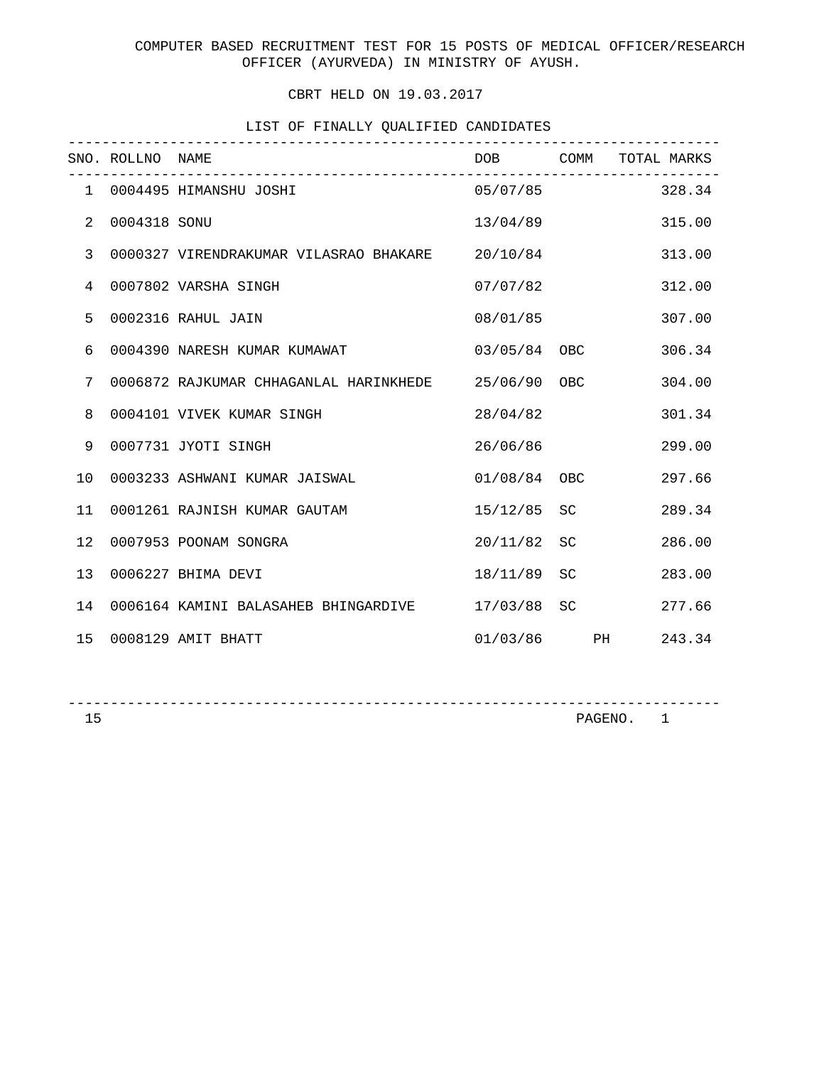COMPUTER BASED RECRUITMENT TEST FOR 15 POSTS OF MEDICAL OFFICER/RESEARCH OFFICER (AYURVEDA) IN MINISTRY OF AYUSH.

CBRT HELD ON 19.03.2017

LIST OF FINALLY QUALIFIED CANDIDATES

| SNO. | ROLLNO | NAME | DOB | COMM | TOTAL MARKS |
|---|---|---|---|---|---|
| 1 | 0004495 | HIMANSHU JOSHI | 05/07/85 | | 328.34 |
| 2 | 0004318 | SONU | 13/04/89 | | 315.00 |
| 3 | 0000327 | VIRENDRAKUMAR VILASRAO BHAKARE | 20/10/84 | | 313.00 |
| 4 | 0007802 | VARSHA SINGH | 07/07/82 | | 312.00 |
| 5 | 0002316 | RAHUL JAIN | 08/01/85 | | 307.00 |
| 6 | 0004390 | NARESH KUMAR KUMAWAT | 03/05/84 | OBC | 306.34 |
| 7 | 0006872 | RAJKUMAR CHHAGANLAL HARINKHEDE | 25/06/90 | OBC | 304.00 |
| 8 | 0004101 | VIVEK KUMAR SINGH | 28/04/82 | | 301.34 |
| 9 | 0007731 | JYOTI SINGH | 26/06/86 | | 299.00 |
| 10 | 0003233 | ASHWANI KUMAR JAISWAL | 01/08/84 | OBC | 297.66 |
| 11 | 0001261 | RAJNISH KUMAR GAUTAM | 15/12/85 | SC | 289.34 |
| 12 | 0007953 | POONAM SONGRA | 20/11/82 | SC | 286.00 |
| 13 | 0006227 | BHIMA DEVI | 18/11/89 | SC | 283.00 |
| 14 | 0006164 | KAMINI BALASAHEB BHINGARDIVE | 17/03/88 | SC | 277.66 |
| 15 | 0008129 | AMIT BHATT | 01/03/86 | PH | 243.34 |

15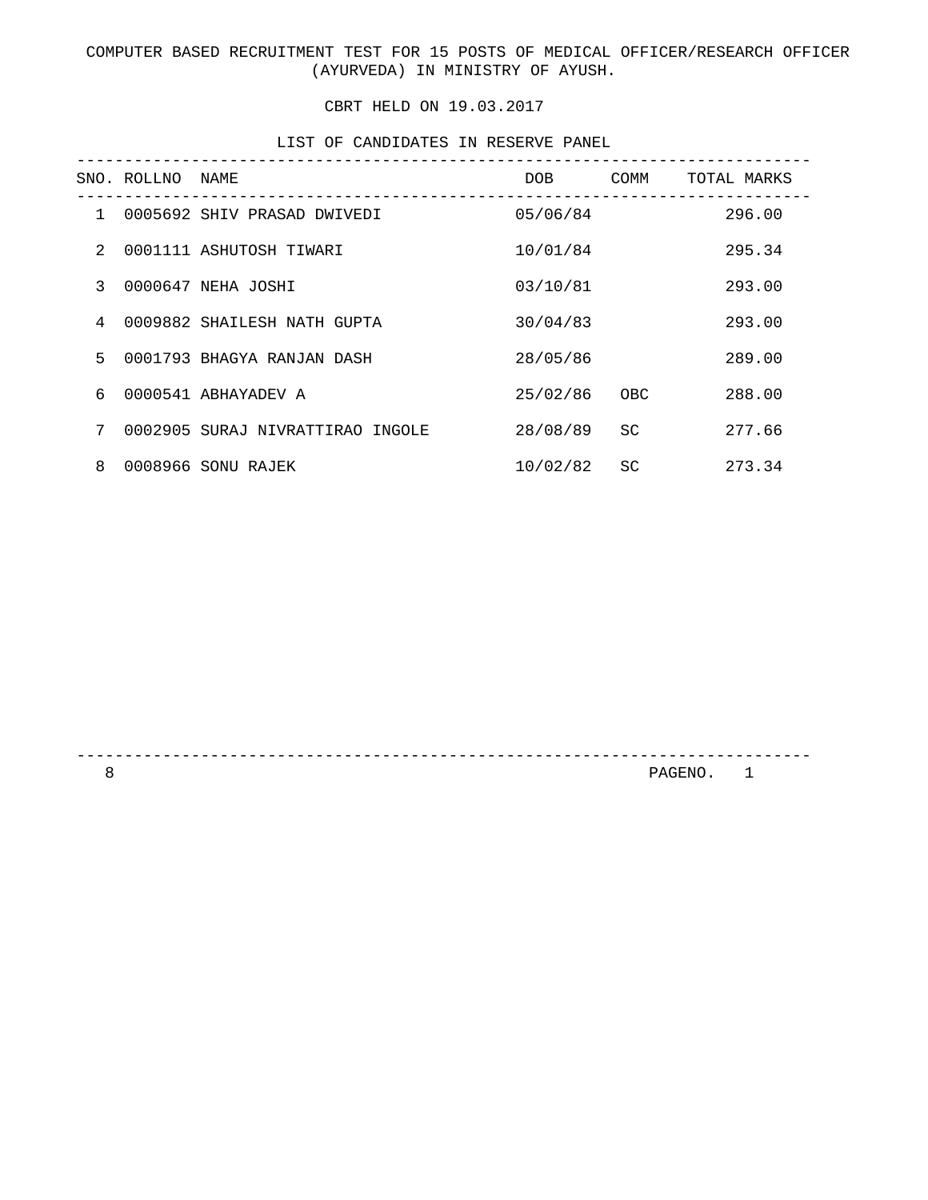COMPUTER BASED RECRUITMENT TEST FOR 15 POSTS OF MEDICAL OFFICER/RESEARCH OFFICER (AYURVEDA) IN MINISTRY OF AYUSH.

CBRT HELD ON 19.03.2017

LIST OF CANDIDATES IN RESERVE PANEL

| SNO. | ROLLNO | NAME | DOB | COMM | TOTAL MARKS |
|---|---|---|---|---|---|
| 1 | 0005692 | SHIV PRASAD DWIVEDI | 05/06/84 | | 296.00 |
| 2 | 0001111 | ASHUTOSH TIWARI | 10/01/84 | | 295.34 |
| 3 | 0000647 | NEHA JOSHI | 03/10/81 | | 293.00 |
| 4 | 0009882 | SHAILESH NATH GUPTA | 30/04/83 | | 293.00 |
| 5 | 0001793 | BHAGYA RANJAN DASH | 28/05/86 | | 289.00 |
| 6 | 0000541 | ABHAYADEV A | 25/02/86 | OBC | 288.00 |
| 7 | 0002905 | SURAJ NIVRATTIRAO INGOLE | 28/08/89 | SC | 277.66 |
| 8 | 0008966 | SONU RAJEK | 10/02/82 | SC | 273.34 |

8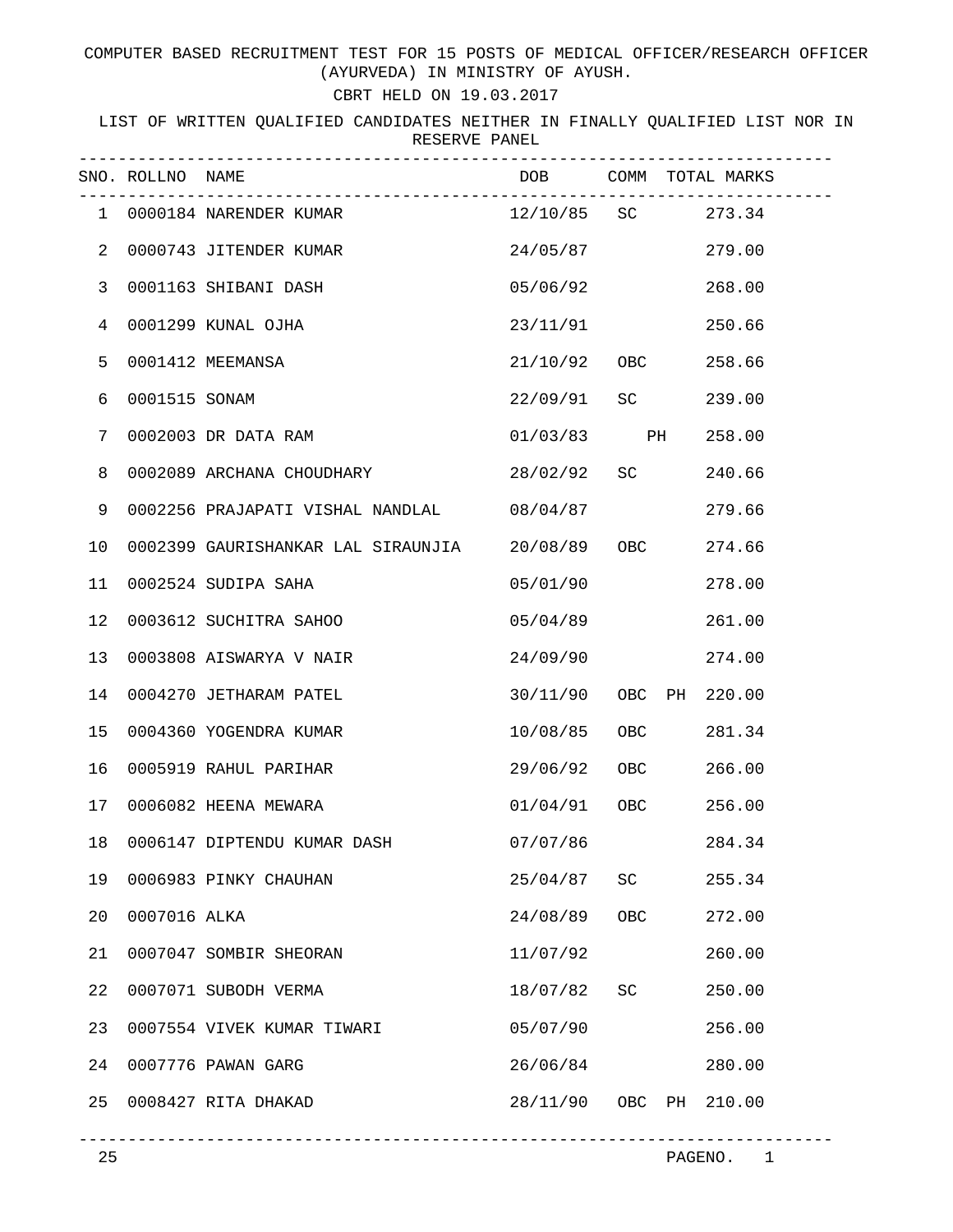COMPUTER BASED RECRUITMENT TEST FOR 15 POSTS OF MEDICAL OFFICER/RESEARCH OFFICER (AYURVEDA) IN MINISTRY OF AYUSH.

CBRT HELD ON 19.03.2017

LIST OF WRITTEN QUALIFIED CANDIDATES NEITHER IN FINALLY QUALIFIED LIST NOR IN RESERVE PANEL

| SNO. | ROLLNO | NAME | DOB | COMM | TOTAL MARKS |
|---|---|---|---|---|---|
| 1 | 0000184 | NARENDER KUMAR | 12/10/85 | SC | 273.34 |
| 2 | 0000743 | JITENDER KUMAR | 24/05/87 | | 279.00 |
| 3 | 0001163 | SHIBANI DASH | 05/06/92 | | 268.00 |
| 4 | 0001299 | KUNAL OJHA | 23/11/91 | | 250.66 |
| 5 | 0001412 | MEEMANSA | 21/10/92 | OBC | 258.66 |
| 6 | 0001515 | SONAM | 22/09/91 | SC | 239.00 |
| 7 | 0002003 | DR DATA RAM | 01/03/83 | PH | 258.00 |
| 8 | 0002089 | ARCHANA CHOUDHARY | 28/02/92 | SC | 240.66 |
| 9 | 0002256 | PRAJAPATI VISHAL NANDLAL | 08/04/87 | | 279.66 |
| 10 | 0002399 | GAURISHANKAR LAL SIRAUNJIA | 20/08/89 | OBC | 274.66 |
| 11 | 0002524 | SUDIPA SAHA | 05/01/90 | | 278.00 |
| 12 | 0003612 | SUCHITRA SAHOO | 05/04/89 | | 261.00 |
| 13 | 0003808 | AISWARYA V NAIR | 24/09/90 | | 274.00 |
| 14 | 0004270 | JETHARAM PATEL | 30/11/90 | OBC PH | 220.00 |
| 15 | 0004360 | YOGENDRA KUMAR | 10/08/85 | OBC | 281.34 |
| 16 | 0005919 | RAHUL PARIHAR | 29/06/92 | OBC | 266.00 |
| 17 | 0006082 | HEENA MEWARA | 01/04/91 | OBC | 256.00 |
| 18 | 0006147 | DIPTENDU KUMAR DASH | 07/07/86 | | 284.34 |
| 19 | 0006983 | PINKY CHAUHAN | 25/04/87 | SC | 255.34 |
| 20 | 0007016 | ALKA | 24/08/89 | OBC | 272.00 |
| 21 | 0007047 | SOMBIR SHEORAN | 11/07/92 | | 260.00 |
| 22 | 0007071 | SUBODH VERMA | 18/07/82 | SC | 250.00 |
| 23 | 0007554 | VIVEK KUMAR TIWARI | 05/07/90 | | 256.00 |
| 24 | 0007776 | PAWAN GARG | 26/06/84 | | 280.00 |
| 25 | 0008427 | RITA DHAKAD | 28/11/90 | OBC PH | 210.00 |

25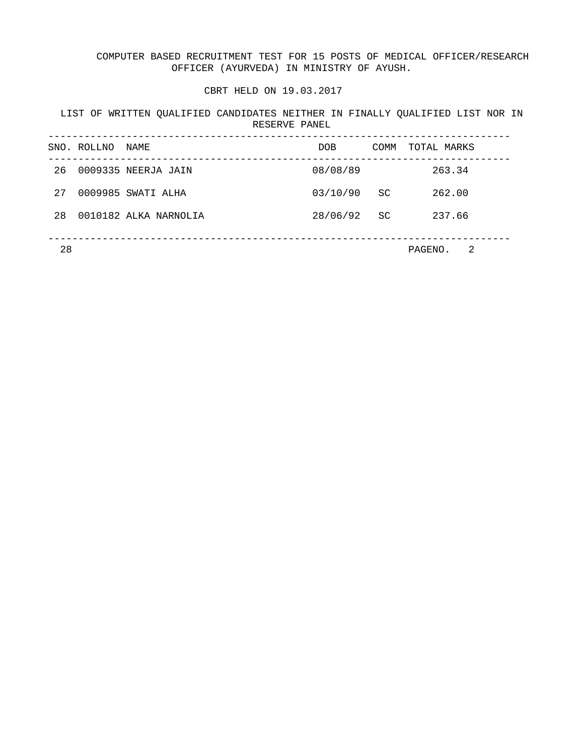COMPUTER BASED RECRUITMENT TEST FOR 15 POSTS OF MEDICAL OFFICER/RESEARCH OFFICER (AYURVEDA) IN MINISTRY OF AYUSH.

CBRT HELD ON 19.03.2017

LIST OF WRITTEN QUALIFIED CANDIDATES NEITHER IN FINALLY QUALIFIED LIST NOR IN RESERVE PANEL

| SNO. | ROLLNO | NAME | DOB | COMM | TOTAL MARKS |
|---|---|---|---|---|---|
| 26 | 0009335 | NEERJA JAIN | 08/08/89 | | 263.34 |
| 27 | 0009985 | SWATI ALHA | 03/10/90 | SC | 262.00 |
| 28 | 0010182 | ALKA NARNOLIA | 28/06/92 | SC | 237.66 |

28